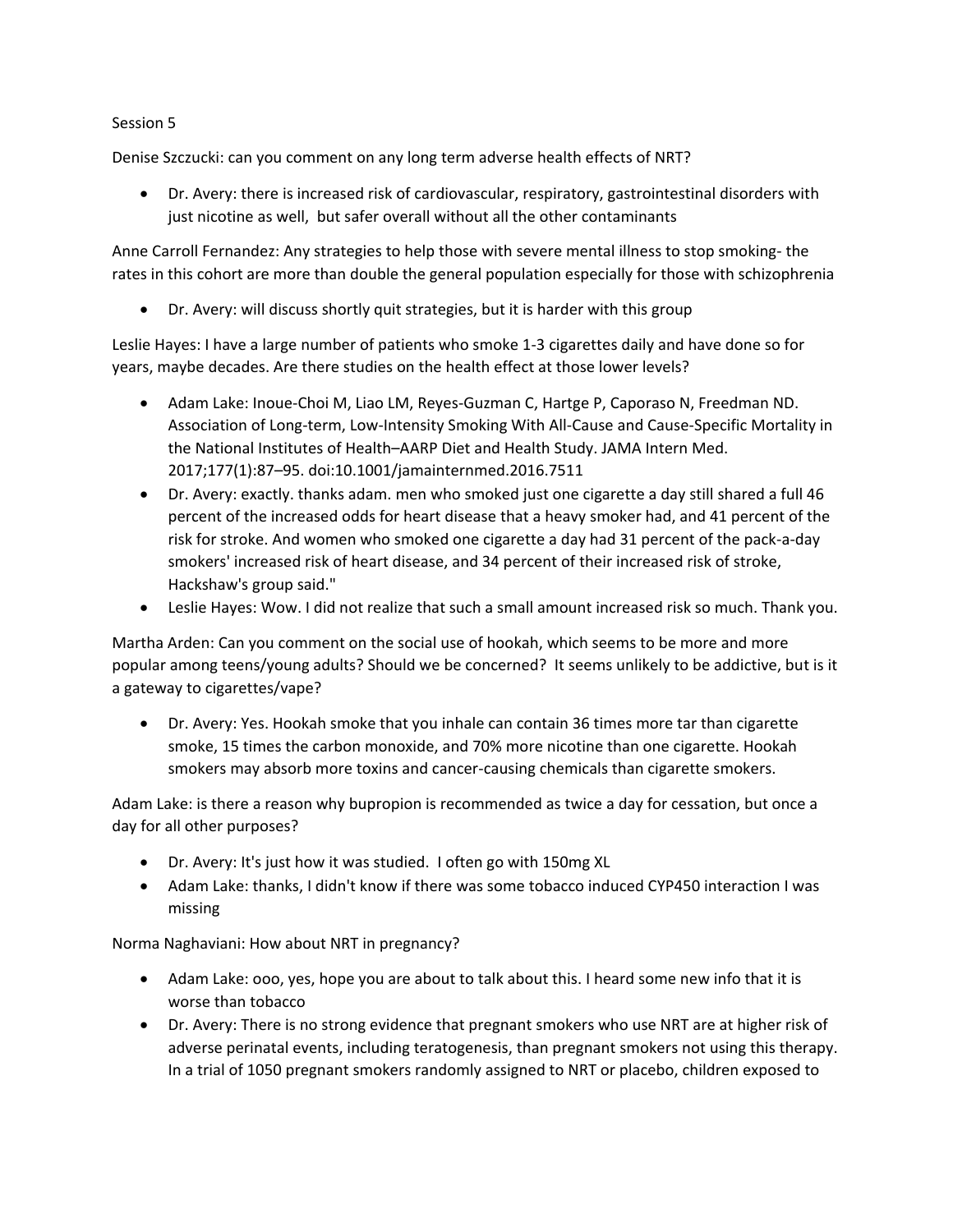Session 5

Denise Szczucki: can you comment on any long term adverse health effects of NRT?

- Dr. Avery: there is increased risk of cardiovascular, respiratory, gastrointestinal disorders with just nicotine as well,  but safer overall without all the other contaminants

Anne Carroll Fernandez: Any strategies to help those with severe mental illness to stop smoking- the rates in this cohort are more than double the general population especially for those with schizophrenia

- Dr. Avery: will discuss shortly quit strategies, but it is harder with this group

Leslie Hayes: I have a large number of patients who smoke 1-3 cigarettes daily and have done so for years, maybe decades. Are there studies on the health effect at those lower levels?

- Adam Lake: Inoue-Choi M, Liao LM, Reyes-Guzman C, Hartge P, Caporaso N, Freedman ND. Association of Long-term, Low-Intensity Smoking With All-Cause and Cause-Specific Mortality in the National Institutes of Health–AARP Diet and Health Study. JAMA Intern Med. 2017;177(1):87–95. doi:10.1001/jamainternmed.2016.7511
- Dr. Avery: exactly. thanks adam. men who smoked just one cigarette a day still shared a full 46 percent of the increased odds for heart disease that a heavy smoker had, and 41 percent of the risk for stroke. And women who smoked one cigarette a day had 31 percent of the pack-a-day smokers' increased risk of heart disease, and 34 percent of their increased risk of stroke, Hackshaw's group said."
- Leslie Hayes: Wow. I did not realize that such a small amount increased risk so much. Thank you.

Martha Arden: Can you comment on the social use of hookah, which seems to be more and more popular among teens/young adults? Should we be concerned?  It seems unlikely to be addictive, but is it a gateway to cigarettes/vape?

- Dr. Avery: Yes. Hookah smoke that you inhale can contain 36 times more tar than cigarette smoke, 15 times the carbon monoxide, and 70% more nicotine than one cigarette. Hookah smokers may absorb more toxins and cancer-causing chemicals than cigarette smokers.

Adam Lake: is there a reason why bupropion is recommended as twice a day for cessation, but once a day for all other purposes?

- Dr. Avery: It's just how it was studied.  I often go with 150mg XL
- Adam Lake: thanks, I didn't know if there was some tobacco induced CYP450 interaction I was missing

Norma Naghaviani: How about NRT in pregnancy?

- Adam Lake: ooo, yes, hope you are about to talk about this. I heard some new info that it is worse than tobacco
- Dr. Avery: There is no strong evidence that pregnant smokers who use NRT are at higher risk of adverse perinatal events, including teratogenesis, than pregnant smokers not using this therapy. In a trial of 1050 pregnant smokers randomly assigned to NRT or placebo, children exposed to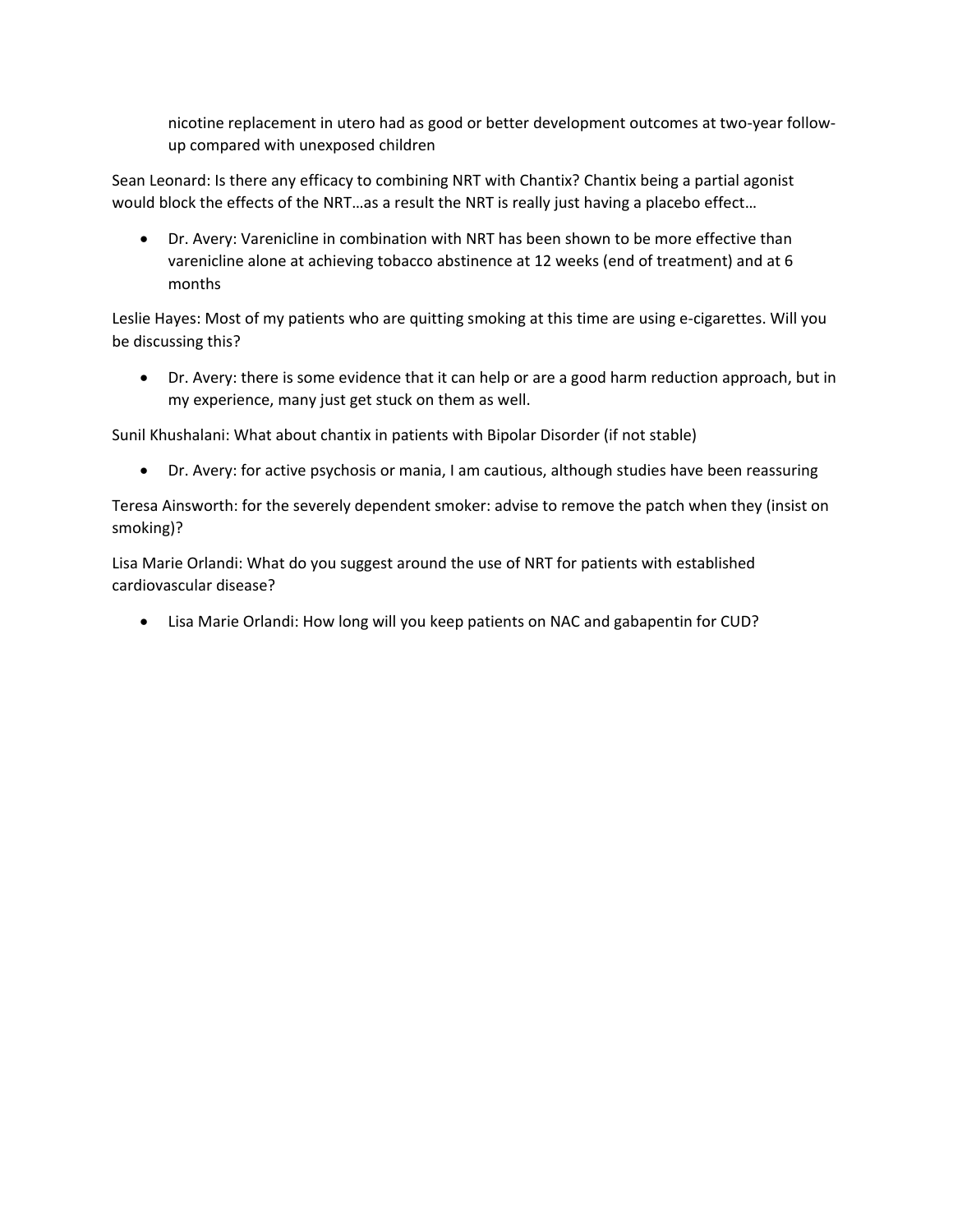nicotine replacement in utero had as good or better development outcomes at two-year follow-up compared with unexposed children

Sean Leonard: Is there any efficacy to combining NRT with Chantix? Chantix being a partial agonist would block the effects of the NRT…as a result the NRT is really just having a placebo effect…

- Dr. Avery: Varenicline in combination with NRT has been shown to be more effective than varenicline alone at achieving tobacco abstinence at 12 weeks (end of treatment) and at 6 months

Leslie Hayes: Most of my patients who are quitting smoking at this time are using e-cigarettes. Will you be discussing this?

- Dr. Avery: there is some evidence that it can help or are a good harm reduction approach, but in my experience, many just get stuck on them as well.

Sunil Khushalani: What about chantix in patients with Bipolar Disorder (if not stable)

- Dr. Avery: for active psychosis or mania, I am cautious, although studies have been reassuring

Teresa Ainsworth: for the severely dependent smoker: advise to remove the patch when they (insist on smoking)?

Lisa Marie Orlandi: What do you suggest around the use of NRT for patients with established cardiovascular disease?

- Lisa Marie Orlandi: How long will you keep patients on NAC and gabapentin for CUD?